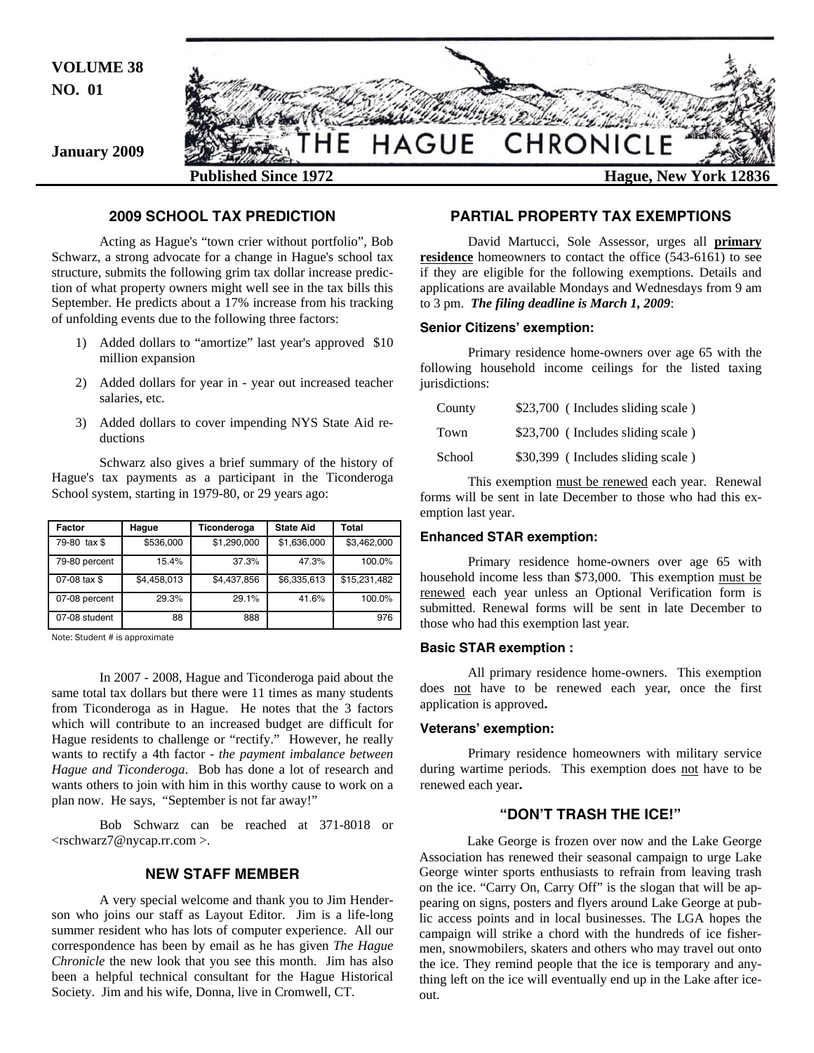VOLUME 38
NO. 01

January 2009

# THE HAGUE CHRONICLE

**Published Since 1972** **Hague, New York 12836**

## 2009 SCHOOL TAX PREDICTION

Acting as Hague's "town crier without portfolio", Bob Schwarz, a strong advocate for a change in Hague's school tax structure, submits the following grim tax dollar increase prediction of what property owners might well see in the tax bills this September. He predicts about a 17% increase from his tracking of unfolding events due to the following three factors:

1) Added dollars to "amortize" last year's approved $10 million expansion
2) Added dollars for year in - year out increased teacher salaries, etc.
3) Added dollars to cover impending NYS State Aid reductions

Schwarz also gives a brief summary of the history of Hague's tax payments as a participant in the Ticonderoga School system, starting in 1979-80, or 29 years ago:

| Factor | Hague | Ticonderoga | State Aid | Total |
|---|---|---|---|---|
| 79-80 tax $ | $536,000 | $1,290,000 | $1,636,000 | $3,462,000 |
| 79-80 percent | 15.4% | 37.3% | 47.3% | 100.0% |
| 07-08 tax $ | $4,458,013 | $4,437,856 | $6,335,613 | $15,231,482 |
| 07-08 percent | 29.3% | 29.1% | 41.6% | 100.0% |
| 07-08 student | 88 | 888 | | 976 |

Note: Student # is approximate

In 2007 - 2008, Hague and Ticonderoga paid about the same total tax dollars but there were 11 times as many students from Ticonderoga as in Hague. He notes that the 3 factors which will contribute to an increased budget are difficult for Hague residents to challenge or "rectify." However, he really wants to rectify a 4th factor - *the payment imbalance between Hague and Ticonderoga*. Bob has done a lot of research and wants others to join with him in this worthy cause to work on a plan now. He says, "September is not far away!"

Bob Schwarz can be reached at 371-8018 or <rschwarz7@nycap.rr.com >.

## NEW STAFF MEMBER

A very special welcome and thank you to Jim Henderson who joins our staff as Layout Editor. Jim is a life-long summer resident who has lots of computer experience. All our correspondence has been by email as he has given *The Hague Chronicle* the new look that you see this month. Jim has also been a helpful technical consultant for the Hague Historical Society. Jim and his wife, Donna, live in Cromwell, CT.

## PARTIAL PROPERTY TAX EXEMPTIONS

David Martucci, Sole Assessor, urges all **primary residence** homeowners to contact the office (543-6161) to see if they are eligible for the following exemptions. Details and applications are available Mondays and Wednesdays from 9 am to 3 pm. ***The filing deadline is March 1, 2009***:

### Senior Citizens' exemption:

Primary residence home-owners over age 65 with the following household income ceilings for the listed taxing jurisdictions:

| | |
|---|---|
| County | $23,700 ( Includes sliding scale ) |
| Town | $23,700 ( Includes sliding scale ) |
| School | $30,399 ( Includes sliding scale ) |

This exemption must be renewed each year. Renewal forms will be sent in late December to those who had this exemption last year.

### Enhanced STAR exemption:

Primary residence home-owners over age 65 with household income less than $73,000. This exemption must be renewed each year unless an Optional Verification form is submitted. Renewal forms will be sent in late December to those who had this exemption last year.

### Basic STAR exemption :

All primary residence home-owners. This exemption does not have to be renewed each year, once the first application is approved.

### Veterans' exemption:

Primary residence homeowners with military service during wartime periods. This exemption does not have to be renewed each year.

## "DON'T TRASH THE ICE!"

Lake George is frozen over now and the Lake George Association has renewed their seasonal campaign to urge Lake George winter sports enthusiasts to refrain from leaving trash on the ice. "Carry On, Carry Off" is the slogan that will be appearing on signs, posters and flyers around Lake George at public access points and in local businesses. The LGA hopes the campaign will strike a chord with the hundreds of ice fishermen, snowmobilers, skaters and others who may travel out onto the ice. They remind people that the ice is temporary and anything left on the ice will eventually end up in the Lake after ice-out.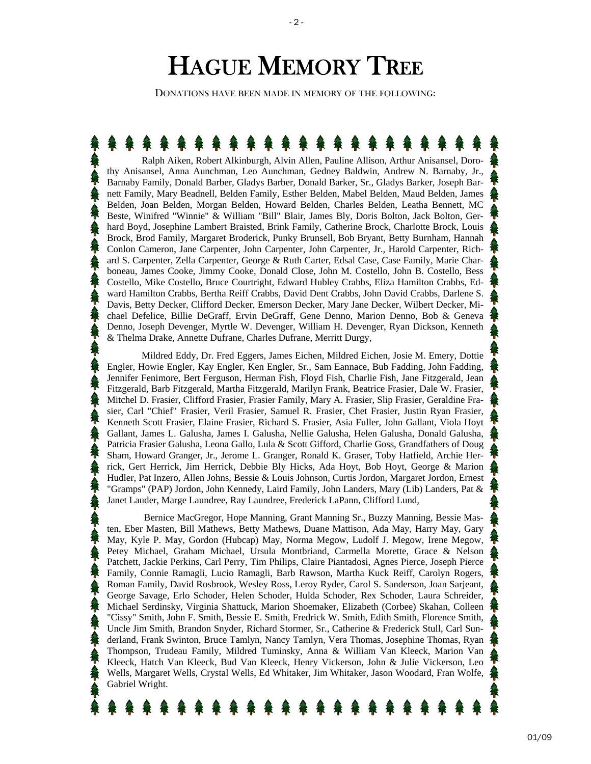# Hague Memory Tree

Donations have been made in memory of the following:

Ralph Aiken, Robert Alkinburgh, Alvin Allen, Pauline Allison, Arthur Anisansel, Dorothy Anisansel, Anna Aunchman, Leo Aunchman, Gedney Baldwin, Andrew N. Barnaby, Jr., Barnaby Family, Donald Barber, Gladys Barber, Donald Barker, Sr., Gladys Barker, Joseph Barnett Family, Mary Beadnell, Belden Family, Esther Belden, Mabel Belden, Maud Belden, James Belden, Joan Belden, Morgan Belden, Howard Belden, Charles Belden, Leatha Bennett, MC Beste, Winifred "Winnie" & William "Bill" Blair, James Bly, Doris Bolton, Jack Bolton, Gerhard Boyd, Josephine Lambert Braisted, Brink Family, Catherine Brock, Charlotte Brock, Louis Brock, Brod Family, Margaret Broderick, Punky Brunsell, Bob Bryant, Betty Burnham, Hannah Conlon Cameron, Jane Carpenter, John Carpenter, John Carpenter, Jr., Harold Carpenter, Richard S. Carpenter, Zella Carpenter, George & Ruth Carter, Edsal Case, Case Family, Marie Charboneau, James Cooke, Jimmy Cooke, Donald Close, John M. Costello, John B. Costello, Bess Costello, Mike Costello, Bruce Courtright, Edward Hubley Crabbs, Eliza Hamilton Crabbs, Edward Hamilton Crabbs, Bertha Reiff Crabbs, David Dent Crabbs, John David Crabbs, Darlene S. Davis, Betty Decker, Clifford Decker, Emerson Decker, Mary Jane Decker, Wilbert Decker, Michael Defelice, Billie DeGraff, Ervin DeGraff, Gene Denno, Marion Denno, Bob & Geneva Denno, Joseph Devenger, Myrtle W. Devenger, William H. Devenger, Ryan Dickson, Kenneth & Thelma Drake, Annette Dufrane, Charles Dufrane, Merritt Durgy,

Mildred Eddy, Dr. Fred Eggers, James Eichen, Mildred Eichen, Josie M. Emery, Dottie Engler, Howie Engler, Kay Engler, Ken Engler, Sr., Sam Eannace, Bub Fadding, John Fadding, Jennifer Fenimore, Bert Ferguson, Herman Fish, Floyd Fish, Charlie Fish, Jane Fitzgerald, Jean Fitzgerald, Barb Fitzgerald, Martha Fitzgerald, Marilyn Frank, Beatrice Frasier, Dale W. Frasier, Mitchel D. Frasier, Clifford Frasier, Frasier Family, Mary A. Frasier, Slip Frasier, Geraldine Frasier, Carl "Chief" Frasier, Veril Frasier, Samuel R. Frasier, Chet Frasier, Justin Ryan Frasier, Kenneth Scott Frasier, Elaine Frasier, Richard S. Frasier, Asia Fuller, John Gallant, Viola Hoyt Gallant, James L. Galusha, James I. Galusha, Nellie Galusha, Helen Galusha, Donald Galusha, Patricia Frasier Galusha, Leona Gallo, Lula & Scott Gifford, Charlie Goss, Grandfathers of Doug Sham, Howard Granger, Jr., Jerome L. Granger, Ronald K. Graser, Toby Hatfield, Archie Herrick, Gert Herrick, Jim Herrick, Debbie Bly Hicks, Ada Hoyt, Bob Hoyt, George & Marion Hudler, Pat Inzero, Allen Johns, Bessie & Louis Johnson, Curtis Jordon, Margaret Jordon, Ernest "Gramps" (PAP) Jordon, John Kennedy, Laird Family, John Landers, Mary (Lib) Landers, Pat & Janet Lauder, Marge Laundree, Ray Laundree, Frederick LaPann, Clifford Lund,

Bernice MacGregor, Hope Manning, Grant Manning Sr., Buzzy Manning, Bessie Masten, Eber Masten, Bill Mathews, Betty Mathews, Duane Mattison, Ada May, Harry May, Gary May, Kyle P. May, Gordon (Hubcap) May, Norma Megow, Ludolf J. Megow, Irene Megow, Petey Michael, Graham Michael, Ursula Montbriand, Carmella Morette, Grace & Nelson Patchett, Jackie Perkins, Carl Perry, Tim Philips, Claire Piantadosi, Agnes Pierce, Joseph Pierce Family, Connie Ramagli, Lucio Ramagli, Barb Rawson, Martha Kuck Reiff, Carolyn Rogers, Roman Family, David Rosbrook, Wesley Ross, Leroy Ryder, Carol S. Sanderson, Joan Sarjeant, George Savage, Erlo Schoder, Helen Schoder, Hulda Schoder, Rex Schoder, Laura Schreider, Michael Serdinsky, Virginia Shattuck, Marion Shoemaker, Elizabeth (Corbee) Skahan, Colleen "Cissy" Smith, John F. Smith, Bessie E. Smith, Fredrick W. Smith, Edith Smith, Florence Smith, Uncle Jim Smith, Brandon Snyder, Richard Stormer, Sr., Catherine & Frederick Stull, Carl Sunderland, Frank Swinton, Bruce Tamlyn, Nancy Tamlyn, Vera Thomas, Josephine Thomas, Ryan Thompson, Trudeau Family, Mildred Tuminsky, Anna & William Van Kleeck, Marion Van Kleeck, Hatch Van Kleeck, Bud Van Kleeck, Henry Vickerson, John & Julie Vickerson, Leo Wells, Margaret Wells, Crystal Wells, Ed Whitaker, Jim Whitaker, Jason Woodard, Fran Wolfe, Gabriel Wright.

01/09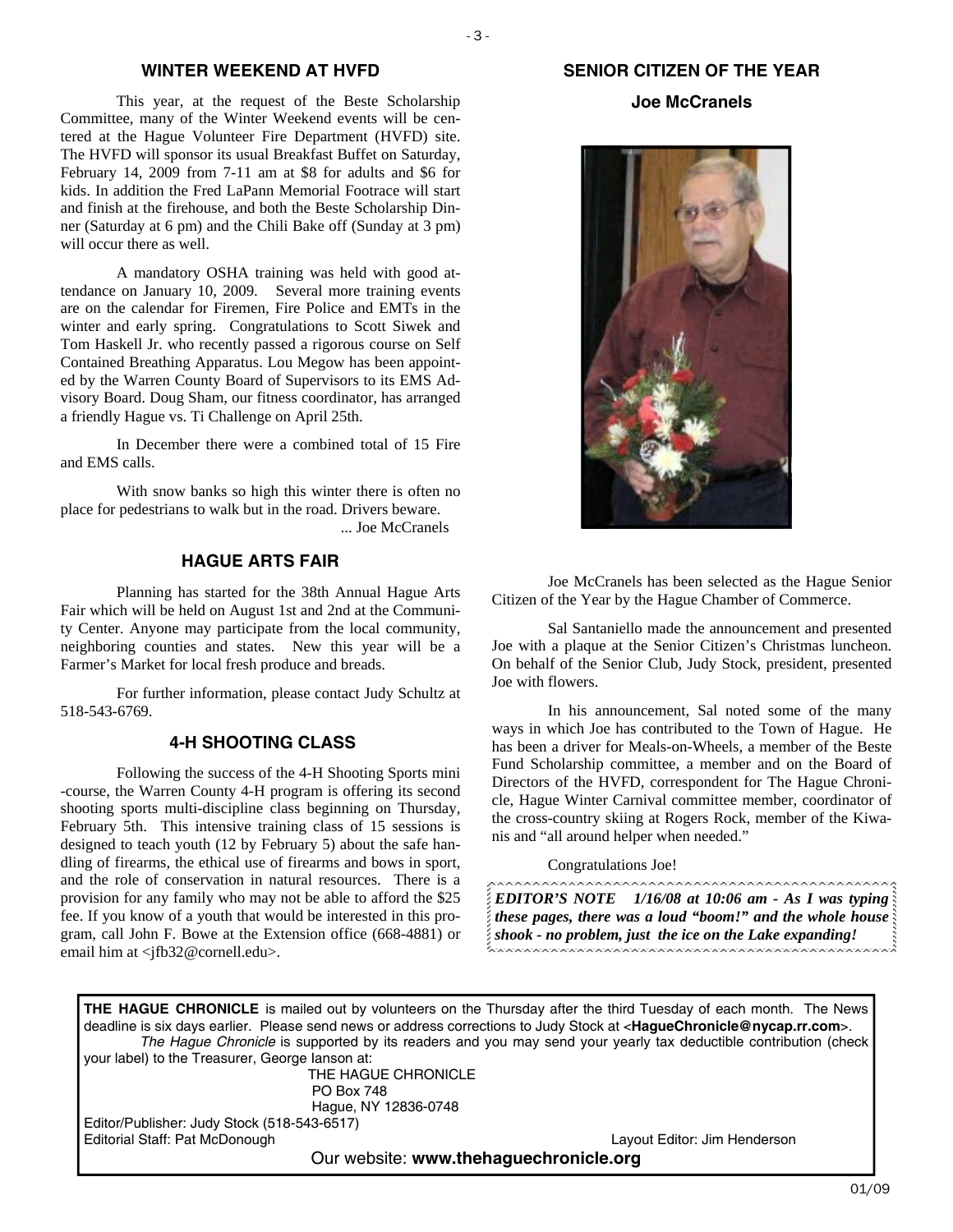## WINTER WEEKEND AT HVFD

This year, at the request of the Beste Scholarship Committee, many of the Winter Weekend events will be centered at the Hague Volunteer Fire Department (HVFD) site. The HVFD will sponsor its usual Breakfast Buffet on Saturday, February 14, 2009 from 7-11 am at $8 for adults and $6 for kids. In addition the Fred LaPann Memorial Footrace will start and finish at the firehouse, and both the Beste Scholarship Dinner (Saturday at 6 pm) and the Chili Bake off (Sunday at 3 pm) will occur there as well.

A mandatory OSHA training was held with good attendance on January 10, 2009. Several more training events are on the calendar for Firemen, Fire Police and EMTs in the winter and early spring. Congratulations to Scott Siwek and Tom Haskell Jr. who recently passed a rigorous course on Self Contained Breathing Apparatus. Lou Megow has been appointed by the Warren County Board of Supervisors to its EMS Advisory Board. Doug Sham, our fitness coordinator, has arranged a friendly Hague vs. Ti Challenge on April 25th.

In December there were a combined total of 15 Fire and EMS calls.

With snow banks so high this winter there is often no place for pedestrians to walk but in the road. Drivers beware.

... Joe McCranels

## HAGUE ARTS FAIR

Planning has started for the 38th Annual Hague Arts Fair which will be held on August 1st and 2nd at the Community Center. Anyone may participate from the local community, neighboring counties and states. New this year will be a Farmer's Market for local fresh produce and breads.

For further information, please contact Judy Schultz at 518-543-6769.

## 4-H SHOOTING CLASS

Following the success of the 4-H Shooting Sports mini-course, the Warren County 4-H program is offering its second shooting sports multi-discipline class beginning on Thursday, February 5th. This intensive training class of 15 sessions is designed to teach youth (12 by February 5) about the safe handling of firearms, the ethical use of firearms and bows in sport, and the role of conservation in natural resources. There is a provision for any family who may not be able to afford the $25 fee. If you know of a youth that would be interested in this program, call John F. Bowe at the Extension office (668-4881) or email him at <jfb32@cornell.edu>.

## SENIOR CITIZEN OF THE YEAR

### Joe McCranels

Joe McCranels has been selected as the Hague Senior Citizen of the Year by the Hague Chamber of Commerce.

Sal Santaniello made the announcement and presented Joe with a plaque at the Senior Citizen's Christmas luncheon. On behalf of the Senior Club, Judy Stock, president, presented Joe with flowers.

In his announcement, Sal noted some of the many ways in which Joe has contributed to the Town of Hague. He has been a driver for Meals-on-Wheels, a member of the Beste Fund Scholarship committee, a member and on the Board of Directors of the HVFD, correspondent for The Hague Chronicle, Hague Winter Carnival committee member, coordinator of the cross-country skiing at Rogers Rock, member of the Kiwanis and "all around helper when needed."

Congratulations Joe!

***EDITOR'S NOTE 1/16/08 at 10:06 am - As I was typing these pages, there was a loud "boom!" and the whole house shook - no problem, just the ice on the Lake expanding!***

---

**THE HAGUE CHRONICLE** is mailed out by volunteers on the Thursday after the third Tuesday of each month. The News deadline is six days earlier. Please send news or address corrections to Judy Stock at <**HagueChronicle@nycap.rr.com**>.

*The Hague Chronicle* is supported by its readers and you may send your yearly tax deductible contribution (check your label) to the Treasurer, George Ianson at:

THE HAGUE CHRONICLE
PO Box 748
Hague, NY 12836-0748

Editor/Publisher: Judy Stock (518-543-6517)
Editorial Staff: Pat McDonough
Layout Editor: Jim Henderson

Our website: **www.thehaguechronicle.org**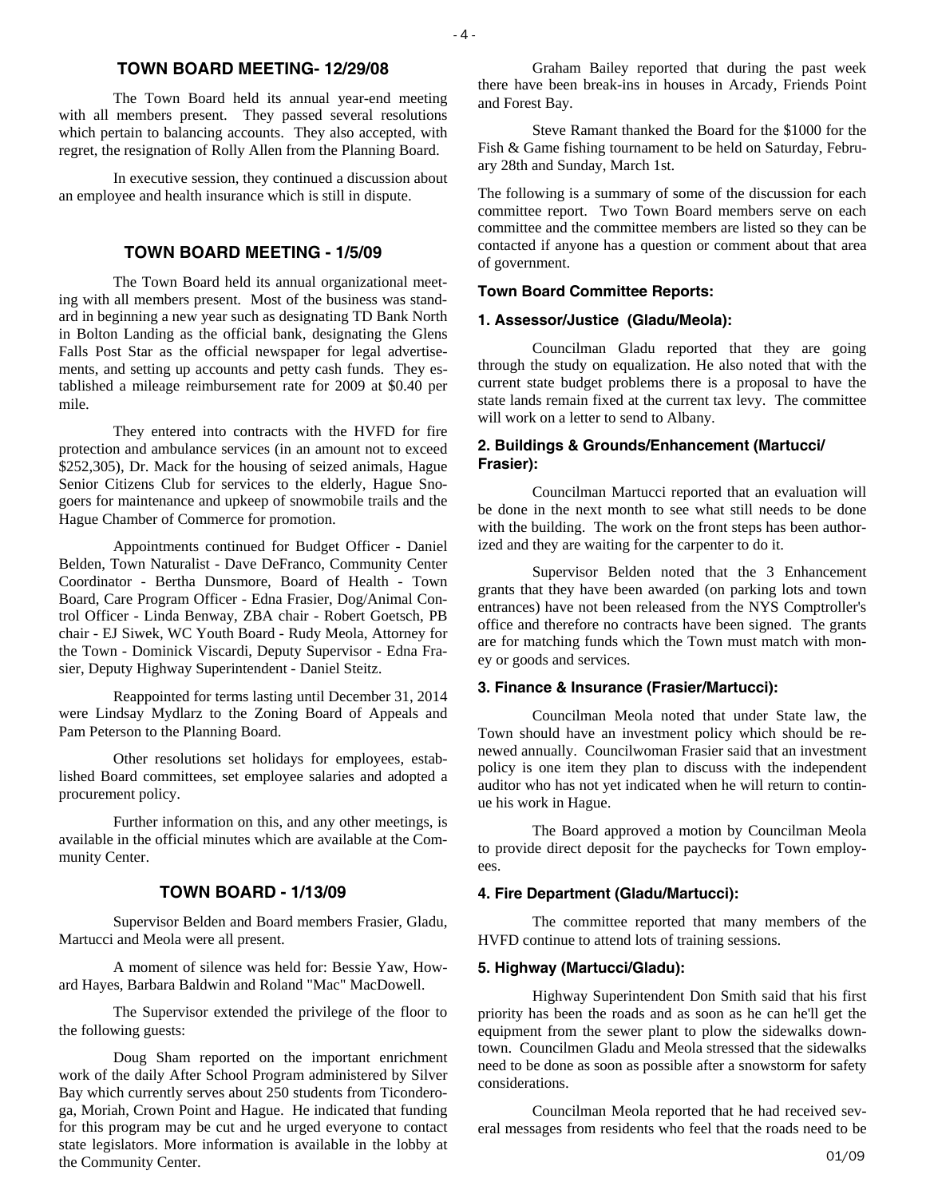## TOWN BOARD MEETING- 12/29/08

The Town Board held its annual year-end meeting with all members present. They passed several resolutions which pertain to balancing accounts. They also accepted, with regret, the resignation of Rolly Allen from the Planning Board.

In executive session, they continued a discussion about an employee and health insurance which is still in dispute.

## TOWN BOARD MEETING - 1/5/09

The Town Board held its annual organizational meeting with all members present. Most of the business was standard in beginning a new year such as designating TD Bank North in Bolton Landing as the official bank, designating the Glens Falls Post Star as the official newspaper for legal advertisements, and setting up accounts and petty cash funds. They established a mileage reimbursement rate for 2009 at $0.40 per mile.

They entered into contracts with the HVFD for fire protection and ambulance services (in an amount not to exceed $252,305), Dr. Mack for the housing of seized animals, Hague Senior Citizens Club for services to the elderly, Hague Snogoers for maintenance and upkeep of snowmobile trails and the Hague Chamber of Commerce for promotion.

Appointments continued for Budget Officer - Daniel Belden, Town Naturalist - Dave DeFranco, Community Center Coordinator - Bertha Dunsmore, Board of Health - Town Board, Care Program Officer - Edna Frasier, Dog/Animal Control Officer - Linda Benway, ZBA chair - Robert Goetsch, PB chair - EJ Siwek, WC Youth Board - Rudy Meola, Attorney for the Town - Dominick Viscardi, Deputy Supervisor - Edna Frasier, Deputy Highway Superintendent - Daniel Steitz.

Reappointed for terms lasting until December 31, 2014 were Lindsay Mydlarz to the Zoning Board of Appeals and Pam Peterson to the Planning Board.

Other resolutions set holidays for employees, established Board committees, set employee salaries and adopted a procurement policy.

Further information on this, and any other meetings, is available in the official minutes which are available at the Community Center.

## TOWN BOARD - 1/13/09

Supervisor Belden and Board members Frasier, Gladu, Martucci and Meola were all present.

A moment of silence was held for: Bessie Yaw, Howard Hayes, Barbara Baldwin and Roland "Mac" MacDowell.

The Supervisor extended the privilege of the floor to the following guests:

Doug Sham reported on the important enrichment work of the daily After School Program administered by Silver Bay which currently serves about 250 students from Ticonderoga, Moriah, Crown Point and Hague. He indicated that funding for this program may be cut and he urged everyone to contact state legislators. More information is available in the lobby at the Community Center.

Graham Bailey reported that during the past week there have been break-ins in houses in Arcady, Friends Point and Forest Bay.

Steve Ramant thanked the Board for the $1000 for the Fish & Game fishing tournament to be held on Saturday, February 28th and Sunday, March 1st.

The following is a summary of some of the discussion for each committee report. Two Town Board members serve on each committee and the committee members are listed so they can be contacted if anyone has a question or comment about that area of government.

### Town Board Committee Reports:

### 1. Assessor/Justice (Gladu/Meola):

Councilman Gladu reported that they are going through the study on equalization. He also noted that with the current state budget problems there is a proposal to have the state lands remain fixed at the current tax levy. The committee will work on a letter to send to Albany.

### 2. Buildings & Grounds/Enhancement (Martucci/ Frasier):

Councilman Martucci reported that an evaluation will be done in the next month to see what still needs to be done with the building. The work on the front steps has been authorized and they are waiting for the carpenter to do it.

Supervisor Belden noted that the 3 Enhancement grants that they have been awarded (on parking lots and town entrances) have not been released from the NYS Comptroller's office and therefore no contracts have been signed. The grants are for matching funds which the Town must match with money or goods and services.

### 3. Finance & Insurance (Frasier/Martucci):

Councilman Meola noted that under State law, the Town should have an investment policy which should be renewed annually. Councilwoman Frasier said that an investment policy is one item they plan to discuss with the independent auditor who has not yet indicated when he will return to continue his work in Hague.

The Board approved a motion by Councilman Meola to provide direct deposit for the paychecks for Town employees.

### 4. Fire Department (Gladu/Martucci):

The committee reported that many members of the HVFD continue to attend lots of training sessions.

### 5. Highway (Martucci/Gladu):

Highway Superintendent Don Smith said that his first priority has been the roads and as soon as he can he'll get the equipment from the sewer plant to plow the sidewalks downtown. Councilmen Gladu and Meola stressed that the sidewalks need to be done as soon as possible after a snowstorm for safety considerations.

Councilman Meola reported that he had received several messages from residents who feel that the roads need to be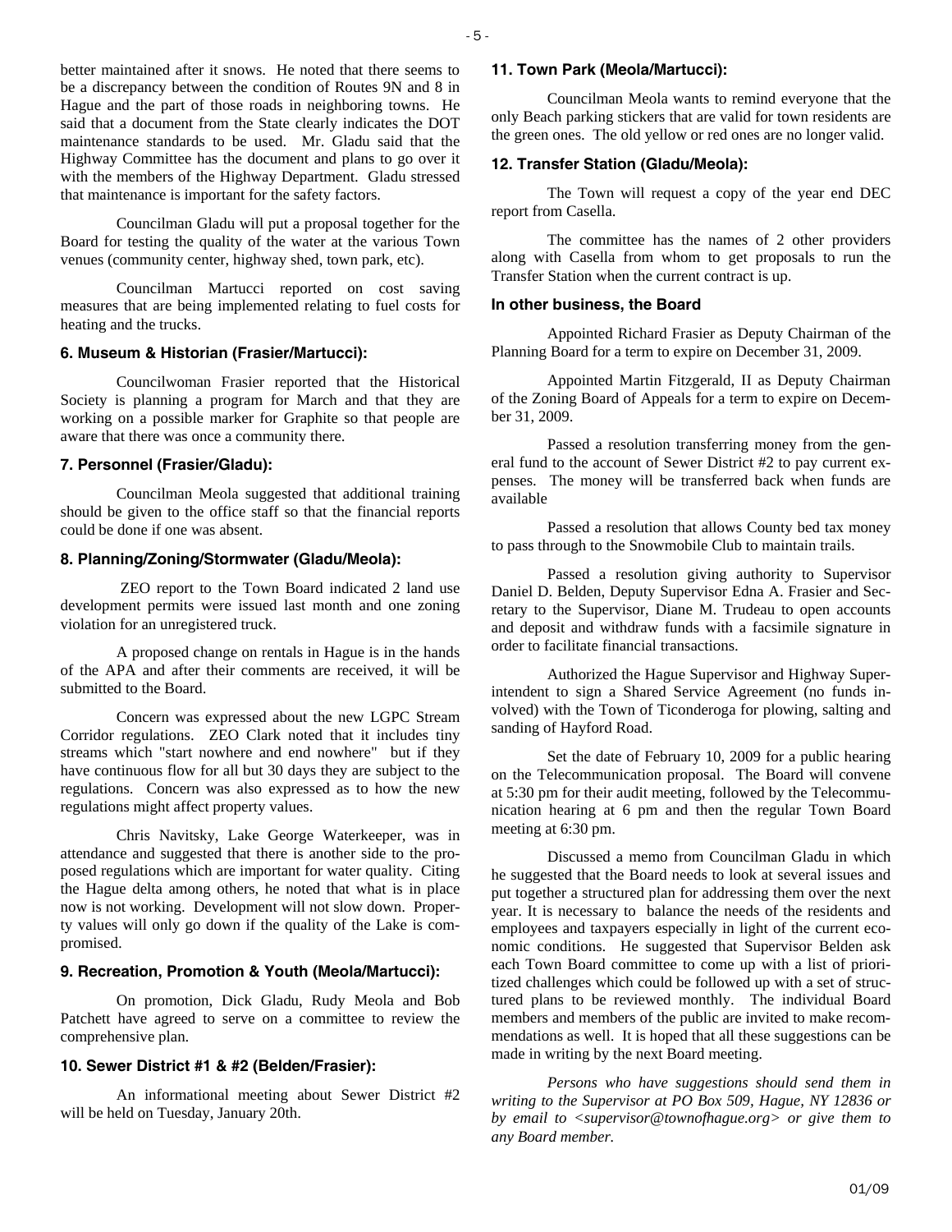better maintained after it snows. He noted that there seems to be a discrepancy between the condition of Routes 9N and 8 in Hague and the part of those roads in neighboring towns. He said that a document from the State clearly indicates the DOT maintenance standards to be used. Mr. Gladu said that the Highway Committee has the document and plans to go over it with the members of the Highway Department. Gladu stressed that maintenance is important for the safety factors.

Councilman Gladu will put a proposal together for the Board for testing the quality of the water at the various Town venues (community center, highway shed, town park, etc).

Councilman Martucci reported on cost saving measures that are being implemented relating to fuel costs for heating and the trucks.

**6. Museum & Historian (Frasier/Martucci):**

Councilwoman Frasier reported that the Historical Society is planning a program for March and that they are working on a possible marker for Graphite so that people are aware that there was once a community there.

**7. Personnel (Frasier/Gladu):**

Councilman Meola suggested that additional training should be given to the office staff so that the financial reports could be done if one was absent.

**8. Planning/Zoning/Stormwater (Gladu/Meola):**

ZEO report to the Town Board indicated 2 land use development permits were issued last month and one zoning violation for an unregistered truck.

A proposed change on rentals in Hague is in the hands of the APA and after their comments are received, it will be submitted to the Board.

Concern was expressed about the new LGPC Stream Corridor regulations. ZEO Clark noted that it includes tiny streams which "start nowhere and end nowhere" but if they have continuous flow for all but 30 days they are subject to the regulations. Concern was also expressed as to how the new regulations might affect property values.

Chris Navitsky, Lake George Waterkeeper, was in attendance and suggested that there is another side to the proposed regulations which are important for water quality. Citing the Hague delta among others, he noted that what is in place now is not working. Development will not slow down. Property values will only go down if the quality of the Lake is compromised.

**9. Recreation, Promotion & Youth (Meola/Martucci):**

On promotion, Dick Gladu, Rudy Meola and Bob Patchett have agreed to serve on a committee to review the comprehensive plan.

**10. Sewer District #1 & #2 (Belden/Frasier):**

An informational meeting about Sewer District #2 will be held on Tuesday, January 20th.

**11. Town Park (Meola/Martucci):**

Councilman Meola wants to remind everyone that the only Beach parking stickers that are valid for town residents are the green ones. The old yellow or red ones are no longer valid.

**12. Transfer Station (Gladu/Meola):**

The Town will request a copy of the year end DEC report from Casella.

The committee has the names of 2 other providers along with Casella from whom to get proposals to run the Transfer Station when the current contract is up.

**In other business, the Board**

Appointed Richard Frasier as Deputy Chairman of the Planning Board for a term to expire on December 31, 2009.

Appointed Martin Fitzgerald, II as Deputy Chairman of the Zoning Board of Appeals for a term to expire on December 31, 2009.

Passed a resolution transferring money from the general fund to the account of Sewer District #2 to pay current expenses. The money will be transferred back when funds are available

Passed a resolution that allows County bed tax money to pass through to the Snowmobile Club to maintain trails.

Passed a resolution giving authority to Supervisor Daniel D. Belden, Deputy Supervisor Edna A. Frasier and Secretary to the Supervisor, Diane M. Trudeau to open accounts and deposit and withdraw funds with a facsimile signature in order to facilitate financial transactions.

Authorized the Hague Supervisor and Highway Superintendent to sign a Shared Service Agreement (no funds involved) with the Town of Ticonderoga for plowing, salting and sanding of Hayford Road.

Set the date of February 10, 2009 for a public hearing on the Telecommunication proposal. The Board will convene at 5:30 pm for their audit meeting, followed by the Telecommunication hearing at 6 pm and then the regular Town Board meeting at 6:30 pm.

Discussed a memo from Councilman Gladu in which he suggested that the Board needs to look at several issues and put together a structured plan for addressing them over the next year. It is necessary to balance the needs of the residents and employees and taxpayers especially in light of the current economic conditions. He suggested that Supervisor Belden ask each Town Board committee to come up with a list of prioritized challenges which could be followed up with a set of structured plans to be reviewed monthly. The individual Board members and members of the public are invited to make recommendations as well. It is hoped that all these suggestions can be made in writing by the next Board meeting.

*Persons who have suggestions should send them in writing to the Supervisor at PO Box 509, Hague, NY 12836 or by email to <supervisor@townofhague.org> or give them to any Board member.*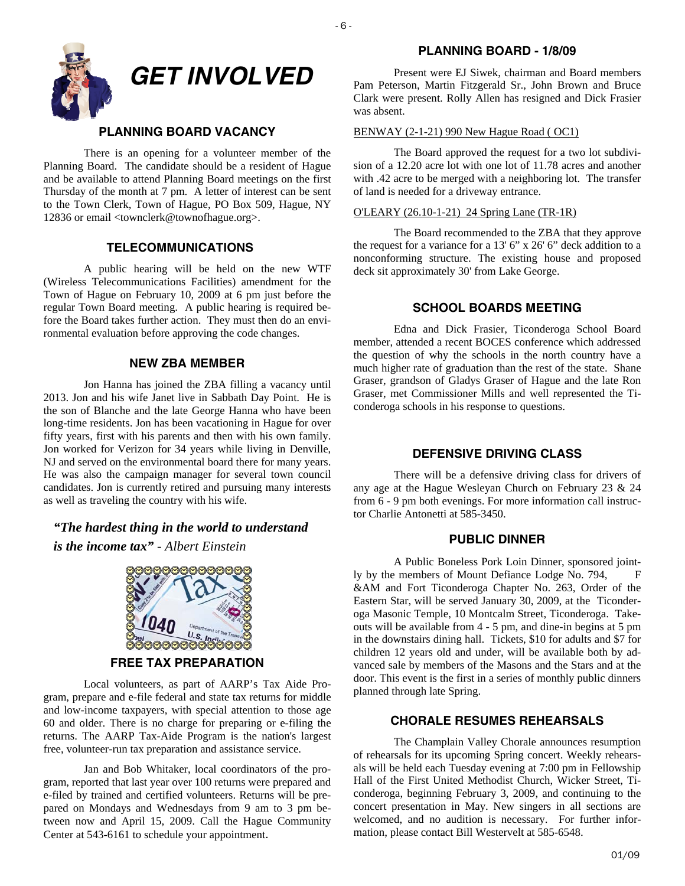# GET INVOLVED

## PLANNING BOARD VACANCY

There is an opening for a volunteer member of the Planning Board. The candidate should be a resident of Hague and be available to attend Planning Board meetings on the first Thursday of the month at 7 pm. A letter of interest can be sent to the Town Clerk, Town of Hague, PO Box 509, Hague, NY 12836 or email <townclerk@townofhague.org>.

## TELECOMMUNICATIONS

A public hearing will be held on the new WTF (Wireless Telecommunications Facilities) amendment for the Town of Hague on February 10, 2009 at 6 pm just before the regular Town Board meeting. A public hearing is required before the Board takes further action. They must then do an environmental evaluation before approving the code changes.

## NEW ZBA MEMBER

Jon Hanna has joined the ZBA filling a vacancy until 2013. Jon and his wife Janet live in Sabbath Day Point. He is the son of Blanche and the late George Hanna who have been long-time residents. Jon has been vacationing in Hague for over fifty years, first with his parents and then with his own family. Jon worked for Verizon for 34 years while living in Denville, NJ and served on the environmental board there for many years. He was also the campaign manager for several town council candidates. Jon is currently retired and pursuing many interests as well as traveling the country with his wife.

***"The hardest thing in the world to understand is the income tax"*** *- Albert Einstein*

## FREE TAX PREPARATION

Local volunteers, as part of AARP's Tax Aide Program, prepare and e-file federal and state tax returns for middle and low-income taxpayers, with special attention to those age 60 and older. There is no charge for preparing or e-filing the returns. The AARP Tax-Aide Program is the nation's largest free, volunteer-run tax preparation and assistance service.

Jan and Bob Whitaker, local coordinators of the program, reported that last year over 100 returns were prepared and e-filed by trained and certified volunteers. Returns will be prepared on Mondays and Wednesdays from 9 am to 3 pm between now and April 15, 2009. Call the Hague Community Center at 543-6161 to schedule your appointment.

## PLANNING BOARD - 1/8/09

Present were EJ Siwek, chairman and Board members Pam Peterson, Martin Fitzgerald Sr., John Brown and Bruce Clark were present. Rolly Allen has resigned and Dick Frasier was absent.

BENWAY (2-1-21) 990 New Hague Road ( OC1)

The Board approved the request for a two lot subdivision of a 12.20 acre lot with one lot of 11.78 acres and another with .42 acre to be merged with a neighboring lot. The transfer of land is needed for a driveway entrance.

O'LEARY (26.10-1-21) 24 Spring Lane (TR-1R)

The Board recommended to the ZBA that they approve the request for a variance for a 13' 6" x 26' 6" deck addition to a nonconforming structure. The existing house and proposed deck sit approximately 30' from Lake George.

## SCHOOL BOARDS MEETING

Edna and Dick Frasier, Ticonderoga School Board member, attended a recent BOCES conference which addressed the question of why the schools in the north country have a much higher rate of graduation than the rest of the state. Shane Graser, grandson of Gladys Graser of Hague and the late Ron Graser, met Commissioner Mills and well represented the Ticonderoga schools in his response to questions.

## DEFENSIVE DRIVING CLASS

There will be a defensive driving class for drivers of any age at the Hague Wesleyan Church on February 23 & 24 from 6 - 9 pm both evenings. For more information call instructor Charlie Antonetti at 585-3450.

## PUBLIC DINNER

A Public Boneless Pork Loin Dinner, sponsored jointly by the members of Mount Defiance Lodge No. 794, F &AM and Fort Ticonderoga Chapter No. 263, Order of the Eastern Star, will be served January 30, 2009, at the Ticonderoga Masonic Temple, 10 Montcalm Street, Ticonderoga. Takeouts will be available from 4 - 5 pm, and dine-in begins at 5 pm in the downstairs dining hall. Tickets, $10 for adults and $7 for children 12 years old and under, will be available both by advanced sale by members of the Masons and the Stars and at the door. This event is the first in a series of monthly public dinners planned through late Spring.

## CHORALE RESUMES REHEARSALS

The Champlain Valley Chorale announces resumption of rehearsals for its upcoming Spring concert. Weekly rehearsals will be held each Tuesday evening at 7:00 pm in Fellowship Hall of the First United Methodist Church, Wicker Street, Ticonderoga, beginning February 3, 2009, and continuing to the concert presentation in May. New singers in all sections are welcomed, and no audition is necessary. For further information, please contact Bill Westervelt at 585-6548.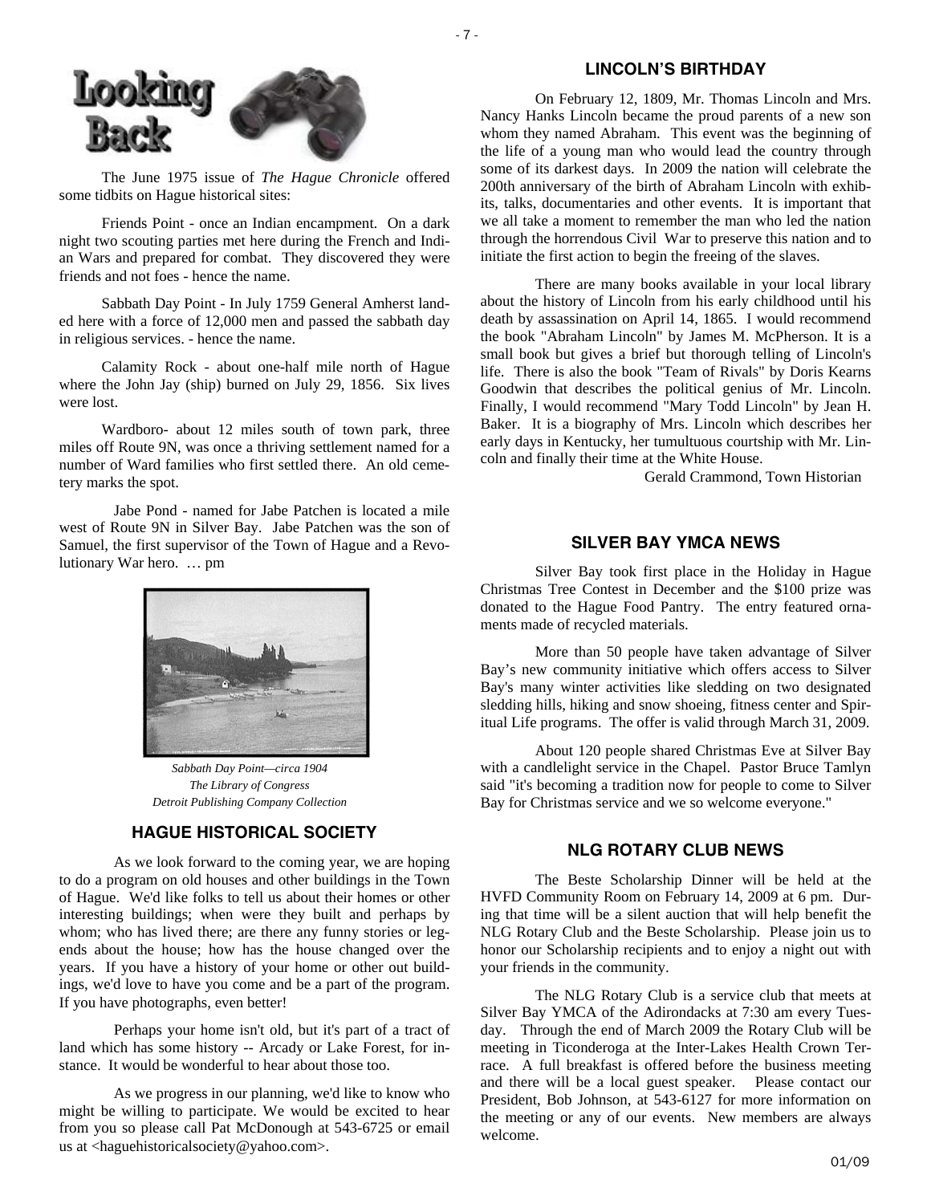# Looking Back

The June 1975 issue of *The Hague Chronicle* offered some tidbits on Hague historical sites:

Friends Point - once an Indian encampment. On a dark night two scouting parties met here during the French and Indian Wars and prepared for combat. They discovered they were friends and not foes - hence the name.

Sabbath Day Point - In July 1759 General Amherst landed here with a force of 12,000 men and passed the sabbath day in religious services. - hence the name.

Calamity Rock - about one-half mile north of Hague where the John Jay (ship) burned on July 29, 1856. Six lives were lost.

Wardboro- about 12 miles south of town park, three miles off Route 9N, was once a thriving settlement named for a number of Ward families who first settled there. An old cemetery marks the spot.

Jabe Pond - named for Jabe Patchen is located a mile west of Route 9N in Silver Bay. Jabe Patchen was the son of Samuel, the first supervisor of the Town of Hague and a Revolutionary War hero. … pm

*Sabbath Day Point—circa 1904*
*The Library of Congress*
*Detroit Publishing Company Collection*

## HAGUE HISTORICAL SOCIETY

As we look forward to the coming year, we are hoping to do a program on old houses and other buildings in the Town of Hague. We'd like folks to tell us about their homes or other interesting buildings; when were they built and perhaps by whom; who has lived there; are there any funny stories or legends about the house; how has the house changed over the years. If you have a history of your home or other out buildings, we'd love to have you come and be a part of the program. If you have photographs, even better!

Perhaps your home isn't old, but it's part of a tract of land which has some history -- Arcady or Lake Forest, for instance. It would be wonderful to hear about those too.

As we progress in our planning, we'd like to know who might be willing to participate. We would be excited to hear from you so please call Pat McDonough at 543-6725 or email us at <haguehistoricalsociety@yahoo.com>.

## LINCOLN'S BIRTHDAY

On February 12, 1809, Mr. Thomas Lincoln and Mrs. Nancy Hanks Lincoln became the proud parents of a new son whom they named Abraham. This event was the beginning of the life of a young man who would lead the country through some of its darkest days. In 2009 the nation will celebrate the 200th anniversary of the birth of Abraham Lincoln with exhibits, talks, documentaries and other events. It is important that we all take a moment to remember the man who led the nation through the horrendous Civil War to preserve this nation and to initiate the first action to begin the freeing of the slaves.

There are many books available in your local library about the history of Lincoln from his early childhood until his death by assassination on April 14, 1865. I would recommend the book "Abraham Lincoln" by James M. McPherson. It is a small book but gives a brief but thorough telling of Lincoln's life. There is also the book "Team of Rivals" by Doris Kearns Goodwin that describes the political genius of Mr. Lincoln. Finally, I would recommend "Mary Todd Lincoln" by Jean H. Baker. It is a biography of Mrs. Lincoln which describes her early days in Kentucky, her tumultuous courtship with Mr. Lincoln and finally their time at the White House.

Gerald Crammond, Town Historian

## SILVER BAY YMCA NEWS

Silver Bay took first place in the Holiday in Hague Christmas Tree Contest in December and the $100 prize was donated to the Hague Food Pantry. The entry featured ornaments made of recycled materials.

More than 50 people have taken advantage of Silver Bay's new community initiative which offers access to Silver Bay's many winter activities like sledding on two designated sledding hills, hiking and snow shoeing, fitness center and Spiritual Life programs. The offer is valid through March 31, 2009.

About 120 people shared Christmas Eve at Silver Bay with a candlelight service in the Chapel. Pastor Bruce Tamlyn said "it's becoming a tradition now for people to come to Silver Bay for Christmas service and we so welcome everyone."

## NLG ROTARY CLUB NEWS

The Beste Scholarship Dinner will be held at the HVFD Community Room on February 14, 2009 at 6 pm. During that time will be a silent auction that will help benefit the NLG Rotary Club and the Beste Scholarship. Please join us to honor our Scholarship recipients and to enjoy a night out with your friends in the community.

The NLG Rotary Club is a service club that meets at Silver Bay YMCA of the Adirondacks at 7:30 am every Tuesday. Through the end of March 2009 the Rotary Club will be meeting in Ticonderoga at the Inter-Lakes Health Crown Terrace. A full breakfast is offered before the business meeting and there will be a local guest speaker. Please contact our President, Bob Johnson, at 543-6127 for more information on the meeting or any of our events. New members are always welcome.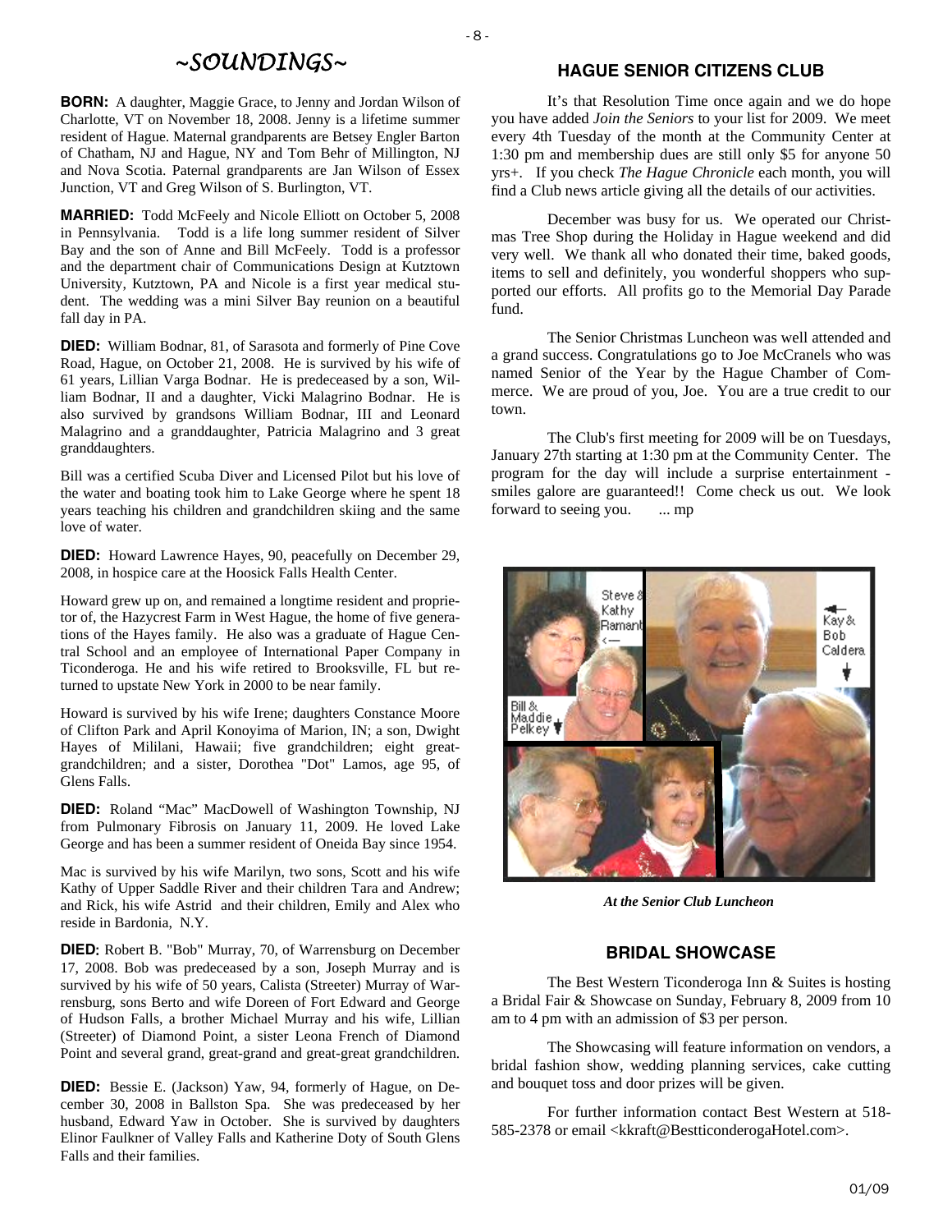## ~SOUNDINGS~

**BORN:** A daughter, Maggie Grace, to Jenny and Jordan Wilson of Charlotte, VT on November 18, 2008. Jenny is a lifetime summer resident of Hague. Maternal grandparents are Betsey Engler Barton of Chatham, NJ and Hague, NY and Tom Behr of Millington, NJ and Nova Scotia. Paternal grandparents are Jan Wilson of Essex Junction, VT and Greg Wilson of S. Burlington, VT.

**MARRIED:** Todd McFeely and Nicole Elliott on October 5, 2008 in Pennsylvania. Todd is a life long summer resident of Silver Bay and the son of Anne and Bill McFeely. Todd is a professor and the department chair of Communications Design at Kutztown University, Kutztown, PA and Nicole is a first year medical student. The wedding was a mini Silver Bay reunion on a beautiful fall day in PA.

**DIED:** William Bodnar, 81, of Sarasota and formerly of Pine Cove Road, Hague, on October 21, 2008. He is survived by his wife of 61 years, Lillian Varga Bodnar. He is predeceased by a son, William Bodnar, II and a daughter, Vicki Malagrino Bodnar. He is also survived by grandsons William Bodnar, III and Leonard Malagrino and a granddaughter, Patricia Malagrino and 3 great granddaughters.

Bill was a certified Scuba Diver and Licensed Pilot but his love of the water and boating took him to Lake George where he spent 18 years teaching his children and grandchildren skiing and the same love of water.

**DIED:** Howard Lawrence Hayes, 90, peacefully on December 29, 2008, in hospice care at the Hoosick Falls Health Center.

Howard grew up on, and remained a longtime resident and proprietor of, the Hazycrest Farm in West Hague, the home of five generations of the Hayes family. He also was a graduate of Hague Central School and an employee of International Paper Company in Ticonderoga. He and his wife retired to Brooksville, FL but returned to upstate New York in 2000 to be near family.

Howard is survived by his wife Irene; daughters Constance Moore of Clifton Park and April Konoyima of Marion, IN; a son, Dwight Hayes of Mililani, Hawaii; five grandchildren; eight great-grandchildren; and a sister, Dorothea "Dot" Lamos, age 95, of Glens Falls.

**DIED:** Roland "Mac" MacDowell of Washington Township, NJ from Pulmonary Fibrosis on January 11, 2009. He loved Lake George and has been a summer resident of Oneida Bay since 1954.

Mac is survived by his wife Marilyn, two sons, Scott and his wife Kathy of Upper Saddle River and their children Tara and Andrew; and Rick, his wife Astrid and their children, Emily and Alex who reside in Bardonia, N.Y.

**DIED:** Robert B. "Bob" Murray, 70, of Warrensburg on December 17, 2008. Bob was predeceased by a son, Joseph Murray and is survived by his wife of 50 years, Calista (Streeter) Murray of Warrensburg, sons Berto and wife Doreen of Fort Edward and George of Hudson Falls, a brother Michael Murray and his wife, Lillian (Streeter) of Diamond Point, a sister Leona French of Diamond Point and several grand, great-grand and great-great grandchildren.

**DIED:** Bessie E. (Jackson) Yaw, 94, formerly of Hague, on December 30, 2008 in Ballston Spa. She was predeceased by her husband, Edward Yaw in October. She is survived by daughters Elinor Faulkner of Valley Falls and Katherine Doty of South Glens Falls and their families.

## HAGUE SENIOR CITIZENS CLUB

It's that Resolution Time once again and we do hope you have added *Join the Seniors* to your list for 2009. We meet every 4th Tuesday of the month at the Community Center at 1:30 pm and membership dues are still only $5 for anyone 50 yrs+. If you check *The Hague Chronicle* each month, you will find a Club news article giving all the details of our activities.

December was busy for us. We operated our Christmas Tree Shop during the Holiday in Hague weekend and did very well. We thank all who donated their time, baked goods, items to sell and definitely, you wonderful shoppers who supported our efforts. All profits go to the Memorial Day Parade fund.

The Senior Christmas Luncheon was well attended and a grand success. Congratulations go to Joe McCranels who was named Senior of the Year by the Hague Chamber of Commerce. We are proud of you, Joe. You are a true credit to our town.

The Club's first meeting for 2009 will be on Tuesdays, January 27th starting at 1:30 pm at the Community Center. The program for the day will include a surprise entertainment - smiles galore are guaranteed!! Come check us out. We look forward to seeing you. ... mp

*At the Senior Club Luncheon*

## BRIDAL SHOWCASE

The Best Western Ticonderoga Inn & Suites is hosting a Bridal Fair & Showcase on Sunday, February 8, 2009 from 10 am to 4 pm with an admission of $3 per person.

The Showcasing will feature information on vendors, a bridal fashion show, wedding planning services, cake cutting and bouquet toss and door prizes will be given.

For further information contact Best Western at 518-585-2378 or email <kkraft@BestticonderogaHotel.com>.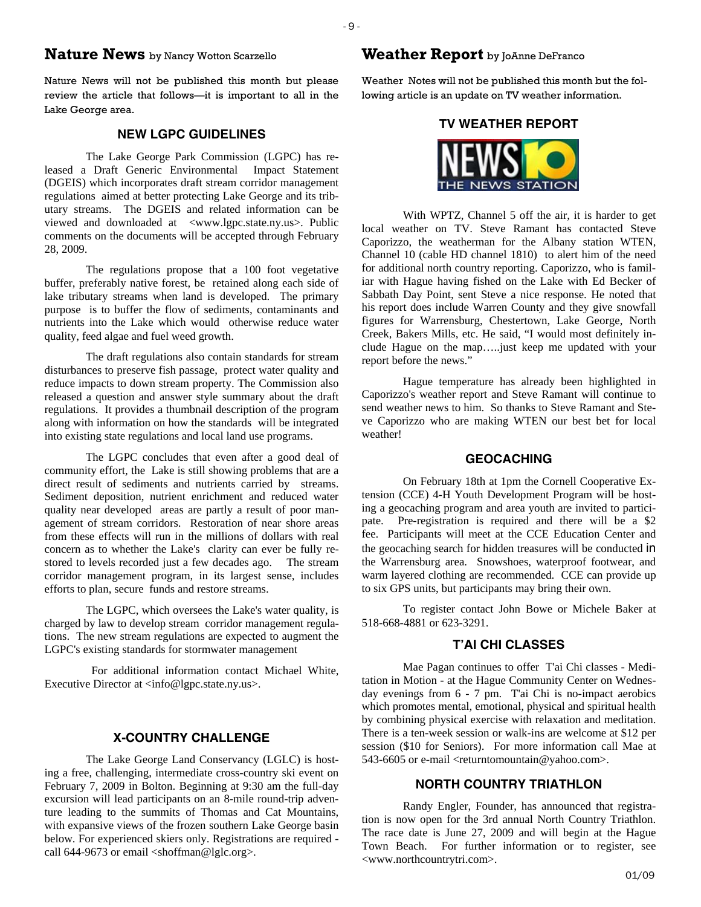## Nature News by Nancy Wotton Scarzello

Nature News will not be published this month but please review the article that follows—it is important to all in the Lake George area.

### NEW LGPC GUIDELINES

The Lake George Park Commission (LGPC) has released a Draft Generic Environmental Impact Statement (DGEIS) which incorporates draft stream corridor management regulations aimed at better protecting Lake George and its tributary streams. The DGEIS and related information can be viewed and downloaded at <www.lgpc.state.ny.us>. Public comments on the documents will be accepted through February 28, 2009.

The regulations propose that a 100 foot vegetative buffer, preferably native forest, be retained along each side of lake tributary streams when land is developed. The primary purpose is to buffer the flow of sediments, contaminants and nutrients into the Lake which would otherwise reduce water quality, feed algae and fuel weed growth.

The draft regulations also contain standards for stream disturbances to preserve fish passage, protect water quality and reduce impacts to down stream property. The Commission also released a question and answer style summary about the draft regulations. It provides a thumbnail description of the program along with information on how the standards will be integrated into existing state regulations and local land use programs.

The LGPC concludes that even after a good deal of community effort, the Lake is still showing problems that are a direct result of sediments and nutrients carried by streams. Sediment deposition, nutrient enrichment and reduced water quality near developed areas are partly a result of poor management of stream corridors. Restoration of near shore areas from these effects will run in the millions of dollars with real concern as to whether the Lake's clarity can ever be fully restored to levels recorded just a few decades ago. The stream corridor management program, in its largest sense, includes efforts to plan, secure funds and restore streams.

The LGPC, which oversees the Lake's water quality, is charged by law to develop stream corridor management regulations. The new stream regulations are expected to augment the LGPC's existing standards for stormwater management

For additional information contact Michael White, Executive Director at <info@lgpc.state.ny.us>.

### X-COUNTRY CHALLENGE

The Lake George Land Conservancy (LGLC) is hosting a free, challenging, intermediate cross-country ski event on February 7, 2009 in Bolton. Beginning at 9:30 am the full-day excursion will lead participants on an 8-mile round-trip adventure leading to the summits of Thomas and Cat Mountains, with expansive views of the frozen southern Lake George basin below. For experienced skiers only. Registrations are required - call 644-9673 or email <shoffman@lglc.org>.

## Weather Report by JoAnne DeFranco

Weather Notes will not be published this month but the following article is an update on TV weather information.

### TV WEATHER REPORT

NEWS 10 THE NEWS STATION

With WPTZ, Channel 5 off the air, it is harder to get local weather on TV. Steve Ramant has contacted Steve Caporizzo, the weatherman for the Albany station WTEN, Channel 10 (cable HD channel 1810) to alert him of the need for additional north country reporting. Caporizzo, who is familiar with Hague having fished on the Lake with Ed Becker of Sabbath Day Point, sent Steve a nice response. He noted that his report does include Warren County and they give snowfall figures for Warrensburg, Chestertown, Lake George, North Creek, Bakers Mills, etc. He said, "I would most definitely include Hague on the map…..just keep me updated with your report before the news."

Hague temperature has already been highlighted in Caporizzo's weather report and Steve Ramant will continue to send weather news to him. So thanks to Steve Ramant and Steve Caporizzo who are making WTEN our best bet for local weather!

### GEOCACHING

On February 18th at 1pm the Cornell Cooperative Extension (CCE) 4-H Youth Development Program will be hosting a geocaching program and area youth are invited to participate. Pre-registration is required and there will be a $2 fee. Participants will meet at the CCE Education Center and the geocaching search for hidden treasures will be conducted in the Warrensburg area. Snowshoes, waterproof footwear, and warm layered clothing are recommended. CCE can provide up to six GPS units, but participants may bring their own.

To register contact John Bowe or Michele Baker at 518-668-4881 or 623-3291.

### T'AI CHI CLASSES

Mae Pagan continues to offer T'ai Chi classes - Meditation in Motion - at the Hague Community Center on Wednesday evenings from 6 - 7 pm. T'ai Chi is no-impact aerobics which promotes mental, emotional, physical and spiritual health by combining physical exercise with relaxation and meditation. There is a ten-week session or walk-ins are welcome at $12 per session ($10 for Seniors). For more information call Mae at 543-6605 or e-mail <returntomountain@yahoo.com>.

### NORTH COUNTRY TRIATHLON

Randy Engler, Founder, has announced that registration is now open for the 3rd annual North Country Triathlon. The race date is June 27, 2009 and will begin at the Hague Town Beach. For further information or to register, see <www.northcountrytri.com>.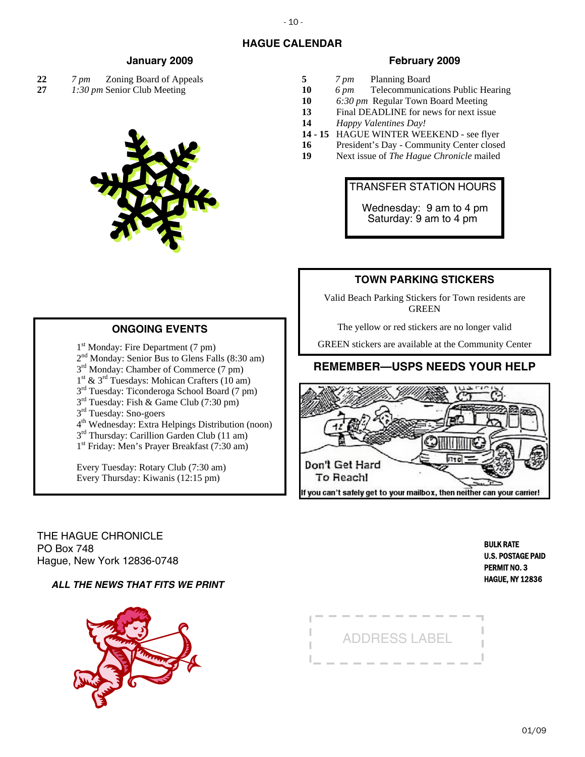# HAGUE CALENDAR

## January 2009

**22** *7 pm* Zoning Board of Appeals
**27** *1:30 pm* Senior Club Meeting

## February 2009

**5** *7 pm* Planning Board
**10** *6 pm* Telecommunications Public Hearing
**10** *6:30 pm* Regular Town Board Meeting
**13** Final DEADLINE for news for next issue
**14** *Happy Valentines Day!*
**14 - 15** HAGUE WINTER WEEKEND - see flyer
**16** President's Day - Community Center closed
**19** Next issue of *The Hague Chronicle* mailed

### TRANSFER STATION HOURS

Wednesday: 9 am to 4 pm
Saturday: 9 am to 4 pm

### ONGOING EVENTS

1st Monday: Fire Department (7 pm)
2nd Monday: Senior Bus to Glens Falls (8:30 am)
3rd Monday: Chamber of Commerce (7 pm)
1st & 3rd Tuesdays: Mohican Crafters (10 am)
3rd Tuesday: Ticonderoga School Board (7 pm)
3rd Tuesday: Fish & Game Club (7:30 pm)
3rd Tuesday: Sno-goers
4th Wednesday: Extra Helpings Distribution (noon)
3rd Thursday: Carillion Garden Club (11 am)
1st Friday: Men's Prayer Breakfast (7:30 am)

Every Tuesday: Rotary Club (7:30 am)
Every Thursday: Kiwanis (12:15 pm)

### TOWN PARKING STICKERS

Valid Beach Parking Stickers for Town residents are GREEN

The yellow or red stickers are no longer valid

GREEN stickers are available at the Community Center

### REMEMBER—USPS NEEDS YOUR HELP

Don't Get Hard To Reach!

If you can't safely get to your mailbox, then neither can your carrier!

THE HAGUE CHRONICLE
PO Box 748
Hague, New York 12836-0748

***ALL THE NEWS THAT FITS WE PRINT***

**BULK RATE**
**U.S. POSTAGE PAID**
**PERMIT NO. 3**
**HAGUE, NY 12836**

ADDRESS LABEL

01/09